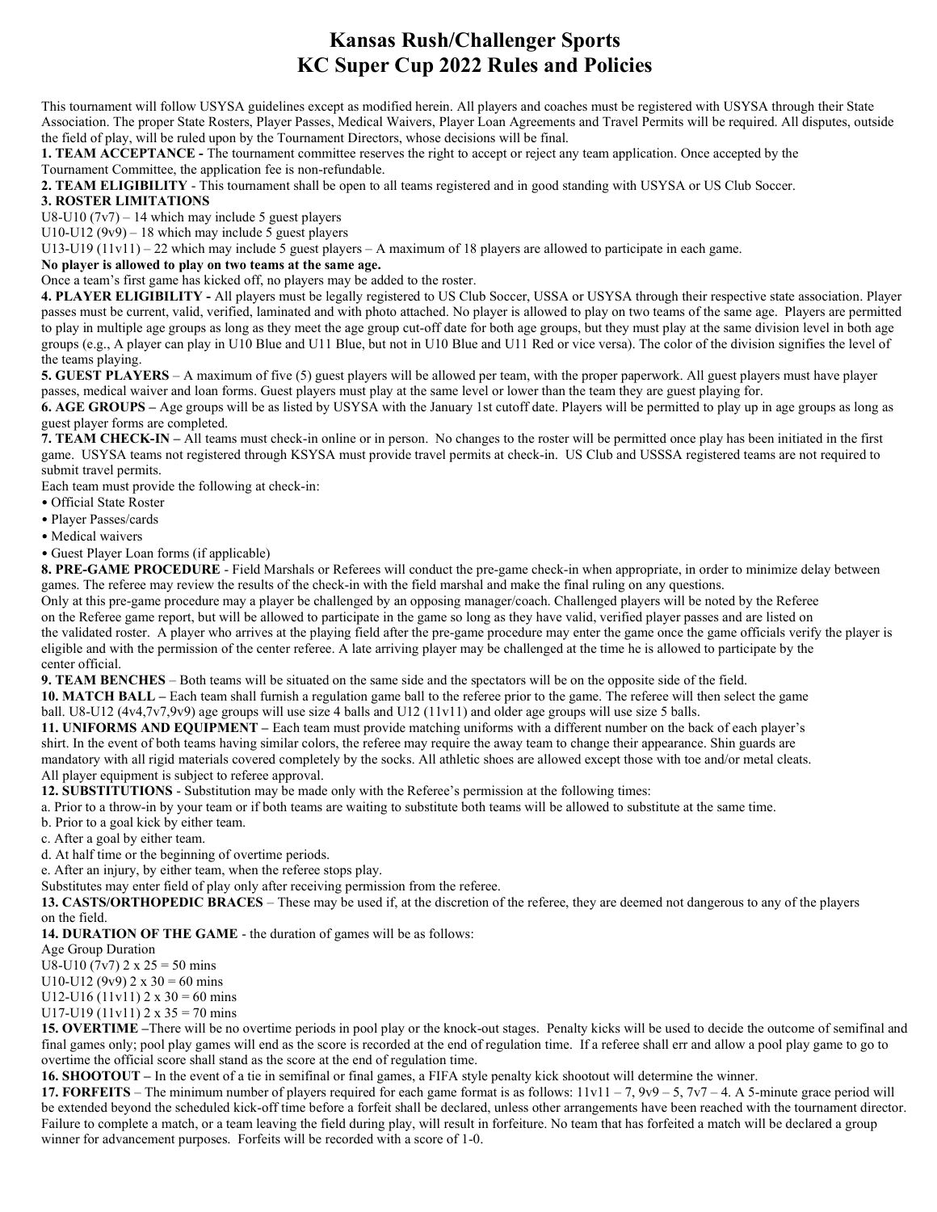# Kansas Rush/Challenger Sports
# KC Super Cup 2022 Rules and Policies

This tournament will follow USYSA guidelines except as modified herein. All players and coaches must be registered with USYSA through their State Association. The proper State Rosters, Player Passes, Medical Waivers, Player Loan Agreements and Travel Permits will be required. All disputes, outside the field of play, will be ruled upon by the Tournament Directors, whose decisions will be final.

**1. TEAM ACCEPTANCE -** The tournament committee reserves the right to accept or reject any team application. Once accepted by the Tournament Committee, the application fee is non-refundable.

**2. TEAM ELIGIBILITY** - This tournament shall be open to all teams registered and in good standing with USYSA or US Club Soccer.

**3. ROSTER LIMITATIONS**

U8-U10 (7v7) – 14 which may include 5 guest players

U10-U12 (9v9) – 18 which may include 5 guest players

U13-U19 (11v11) – 22 which may include 5 guest players – A maximum of 18 players are allowed to participate in each game.

**No player is allowed to play on two teams at the same age.**

Once a team's first game has kicked off, no players may be added to the roster.

**4. PLAYER ELIGIBILITY -** All players must be legally registered to US Club Soccer, USSA or USYSA through their respective state association. Player passes must be current, valid, verified, laminated and with photo attached. No player is allowed to play on two teams of the same age. Players are permitted to play in multiple age groups as long as they meet the age group cut-off date for both age groups, but they must play at the same division level in both age groups (e.g., A player can play in U10 Blue and U11 Blue, but not in U10 Blue and U11 Red or vice versa). The color of the division signifies the level of the teams playing.

**5. GUEST PLAYERS** – A maximum of five (5) guest players will be allowed per team, with the proper paperwork. All guest players must have player passes, medical waiver and loan forms. Guest players must play at the same level or lower than the team they are guest playing for.

**6. AGE GROUPS –** Age groups will be as listed by USYSA with the January 1st cutoff date. Players will be permitted to play up in age groups as long as guest player forms are completed.

**7. TEAM CHECK-IN –** All teams must check-in online or in person. No changes to the roster will be permitted once play has been initiated in the first game. USYSA teams not registered through KSYSA must provide travel permits at check-in. US Club and USSSA registered teams are not required to submit travel permits.

Each team must provide the following at check-in:

- Official State Roster
- Player Passes/cards
- Medical waivers
- Guest Player Loan forms (if applicable)

**8. PRE-GAME PROCEDURE** - Field Marshals or Referees will conduct the pre-game check-in when appropriate, in order to minimize delay between games. The referee may review the results of the check-in with the field marshal and make the final ruling on any questions.

Only at this pre-game procedure may a player be challenged by an opposing manager/coach. Challenged players will be noted by the Referee on the Referee game report, but will be allowed to participate in the game so long as they have valid, verified player passes and are listed on the validated roster. A player who arrives at the playing field after the pre-game procedure may enter the game once the game officials verify the player is eligible and with the permission of the center referee. A late arriving player may be challenged at the time he is allowed to participate by the center official.

**9. TEAM BENCHES** – Both teams will be situated on the same side and the spectators will be on the opposite side of the field.

**10. MATCH BALL –** Each team shall furnish a regulation game ball to the referee prior to the game. The referee will then select the game ball. U8-U12 (4v4,7v7,9v9) age groups will use size 4 balls and U12 (11v11) and older age groups will use size 5 balls.

**11. UNIFORMS AND EQUIPMENT –** Each team must provide matching uniforms with a different number on the back of each player's shirt. In the event of both teams having similar colors, the referee may require the away team to change their appearance. Shin guards are mandatory with all rigid materials covered completely by the socks. All athletic shoes are allowed except those with toe and/or metal cleats. All player equipment is subject to referee approval.

**12. SUBSTITUTIONS** - Substitution may be made only with the Referee's permission at the following times:

a. Prior to a throw-in by your team or if both teams are waiting to substitute both teams will be allowed to substitute at the same time.

b. Prior to a goal kick by either team.

c. After a goal by either team.

d. At half time or the beginning of overtime periods.

e. After an injury, by either team, when the referee stops play.

Substitutes may enter field of play only after receiving permission from the referee.

**13. CASTS/ORTHOPEDIC BRACES** – These may be used if, at the discretion of the referee, they are deemed not dangerous to any of the players on the field.

**14. DURATION OF THE GAME** - the duration of games will be as follows:

Age Group Duration

U8-U10 (7v7) 2 x 25 = 50 mins

U10-U12 (9v9) 2 x 30 = 60 mins

U12-U16 (11v11) 2 x 30 = 60 mins

U17-U19 (11v11) 2 x 35 = 70 mins

**15. OVERTIME –**There will be no overtime periods in pool play or the knock-out stages. Penalty kicks will be used to decide the outcome of semifinal and final games only; pool play games will end as the score is recorded at the end of regulation time. If a referee shall err and allow a pool play game to go to overtime the official score shall stand as the score at the end of regulation time.

**16. SHOOTOUT –** In the event of a tie in semifinal or final games, a FIFA style penalty kick shootout will determine the winner.

**17. FORFEITS** – The minimum number of players required for each game format is as follows: 11v11 – 7, 9v9 – 5, 7v7 – 4. A 5-minute grace period will be extended beyond the scheduled kick-off time before a forfeit shall be declared, unless other arrangements have been reached with the tournament director. Failure to complete a match, or a team leaving the field during play, will result in forfeiture. No team that has forfeited a match will be declared a group winner for advancement purposes. Forfeits will be recorded with a score of 1-0.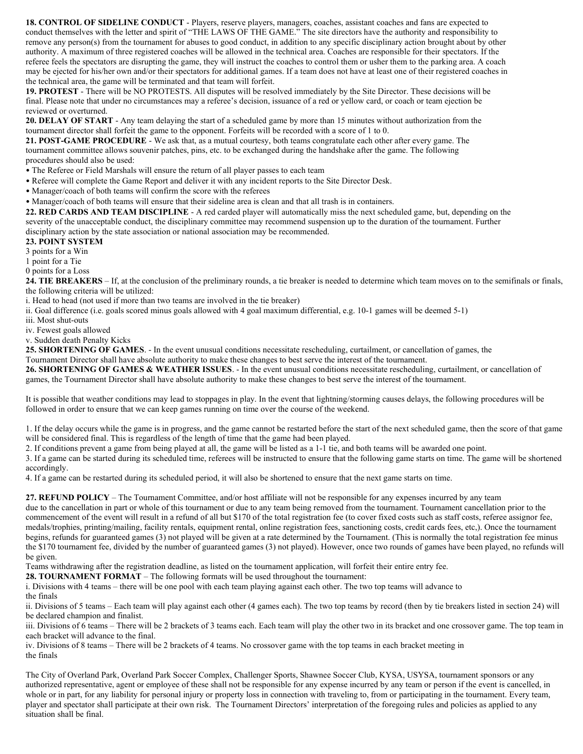**18. CONTROL OF SIDELINE CONDUCT** - Players, reserve players, managers, coaches, assistant coaches and fans are expected to conduct themselves with the letter and spirit of "THE LAWS OF THE GAME." The site directors have the authority and responsibility to remove any person(s) from the tournament for abuses to good conduct, in addition to any specific disciplinary action brought about by other authority. A maximum of three registered coaches will be allowed in the technical area. Coaches are responsible for their spectators. If the referee feels the spectators are disrupting the game, they will instruct the coaches to control them or usher them to the parking area. A coach may be ejected for his/her own and/or their spectators for additional games. If a team does not have at least one of their registered coaches in the technical area, the game will be terminated and that team will forfeit.

**19. PROTEST** - There will be NO PROTESTS. All disputes will be resolved immediately by the Site Director. These decisions will be final. Please note that under no circumstances may a referee's decision, issuance of a red or yellow card, or coach or team ejection be reviewed or overturned.

**20. DELAY OF START** - Any team delaying the start of a scheduled game by more than 15 minutes without authorization from the tournament director shall forfeit the game to the opponent. Forfeits will be recorded with a score of 1 to 0.

**21. POST-GAME PROCEDURE** - We ask that, as a mutual courtesy, both teams congratulate each other after every game. The tournament committee allows souvenir patches, pins, etc. to be exchanged during the handshake after the game. The following procedures should also be used:

- The Referee or Field Marshals will ensure the return of all player passes to each team
- Referee will complete the Game Report and deliver it with any incident reports to the Site Director Desk.
- Manager/coach of both teams will confirm the score with the referees
- Manager/coach of both teams will ensure that their sideline area is clean and that all trash is in containers.

**22. RED CARDS AND TEAM DISCIPLINE** - A red carded player will automatically miss the next scheduled game, but, depending on the severity of the unacceptable conduct, the disciplinary committee may recommend suspension up to the duration of the tournament. Further disciplinary action by the state association or national association may be recommended.

**23. POINT SYSTEM**

3 points for a Win
1 point for a Tie
0 points for a Loss

**24. TIE BREAKERS** – If, at the conclusion of the preliminary rounds, a tie breaker is needed to determine which team moves on to the semifinals or finals, the following criteria will be utilized:

i. Head to head (not used if more than two teams are involved in the tie breaker)
ii. Goal difference (i.e. goals scored minus goals allowed with 4 goal maximum differential, e.g. 10-1 games will be deemed 5-1)
iii. Most shut-outs
iv. Fewest goals allowed
v. Sudden death Penalty Kicks

**25. SHORTENING OF GAMES**. - In the event unusual conditions necessitate rescheduling, curtailment, or cancellation of games, the Tournament Director shall have absolute authority to make these changes to best serve the interest of the tournament.

**26. SHORTENING OF GAMES & WEATHER ISSUES**. - In the event unusual conditions necessitate rescheduling, curtailment, or cancellation of games, the Tournament Director shall have absolute authority to make these changes to best serve the interest of the tournament.

It is possible that weather conditions may lead to stoppages in play. In the event that lightning/storming causes delays, the following procedures will be followed in order to ensure that we can keep games running on time over the course of the weekend.

1. If the delay occurs while the game is in progress, and the game cannot be restarted before the start of the next scheduled game, then the score of that game will be considered final. This is regardless of the length of time that the game had been played.
2. If conditions prevent a game from being played at all, the game will be listed as a 1-1 tie, and both teams will be awarded one point.
3. If a game can be started during its scheduled time, referees will be instructed to ensure that the following game starts on time. The game will be shortened accordingly.
4. If a game can be restarted during its scheduled period, it will also be shortened to ensure that the next game starts on time.

**27. REFUND POLICY** – The Tournament Committee, and/or host affiliate will not be responsible for any expenses incurred by any team due to the cancellation in part or whole of this tournament or due to any team being removed from the tournament. Tournament cancellation prior to the commencement of the event will result in a refund of all but $170 of the total registration fee (to cover fixed costs such as staff costs, referee assignor fee, medals/trophies, printing/mailing, facility rentals, equipment rental, online registration fees, sanctioning costs, credit cards fees, etc,). Once the tournament begins, refunds for guaranteed games (3) not played will be given at a rate determined by the Tournament. (This is normally the total registration fee minus the $170 tournament fee, divided by the number of guaranteed games (3) not played). However, once two rounds of games have been played, no refunds will be given.

Teams withdrawing after the registration deadline, as listed on the tournament application, will forfeit their entire entry fee.

**28. TOURNAMENT FORMAT** – The following formats will be used throughout the tournament:

i. Divisions with 4 teams – there will be one pool with each team playing against each other. The two top teams will advance to the finals
ii. Divisions of 5 teams – Each team will play against each other (4 games each). The two top teams by record (then by tie breakers listed in section 24) will be declared champion and finalist.
iii. Divisions of 6 teams – There will be 2 brackets of 3 teams each. Each team will play the other two in its bracket and one crossover game. The top team in each bracket will advance to the final.
iv. Divisions of 8 teams – There will be 2 brackets of 4 teams. No crossover game with the top teams in each bracket meeting in the finals

The City of Overland Park, Overland Park Soccer Complex, Challenger Sports, Shawnee Soccer Club, KYSA, USYSA, tournament sponsors or any authorized representative, agent or employee of these shall not be responsible for any expense incurred by any team or person if the event is cancelled, in whole or in part, or for any liability for personal injury or property loss in connection with traveling to, from or participating in the tournament. Every team, player and spectator shall participate at their own risk. The Tournament Directors' interpretation of the foregoing rules and policies as applied to any situation shall be final.